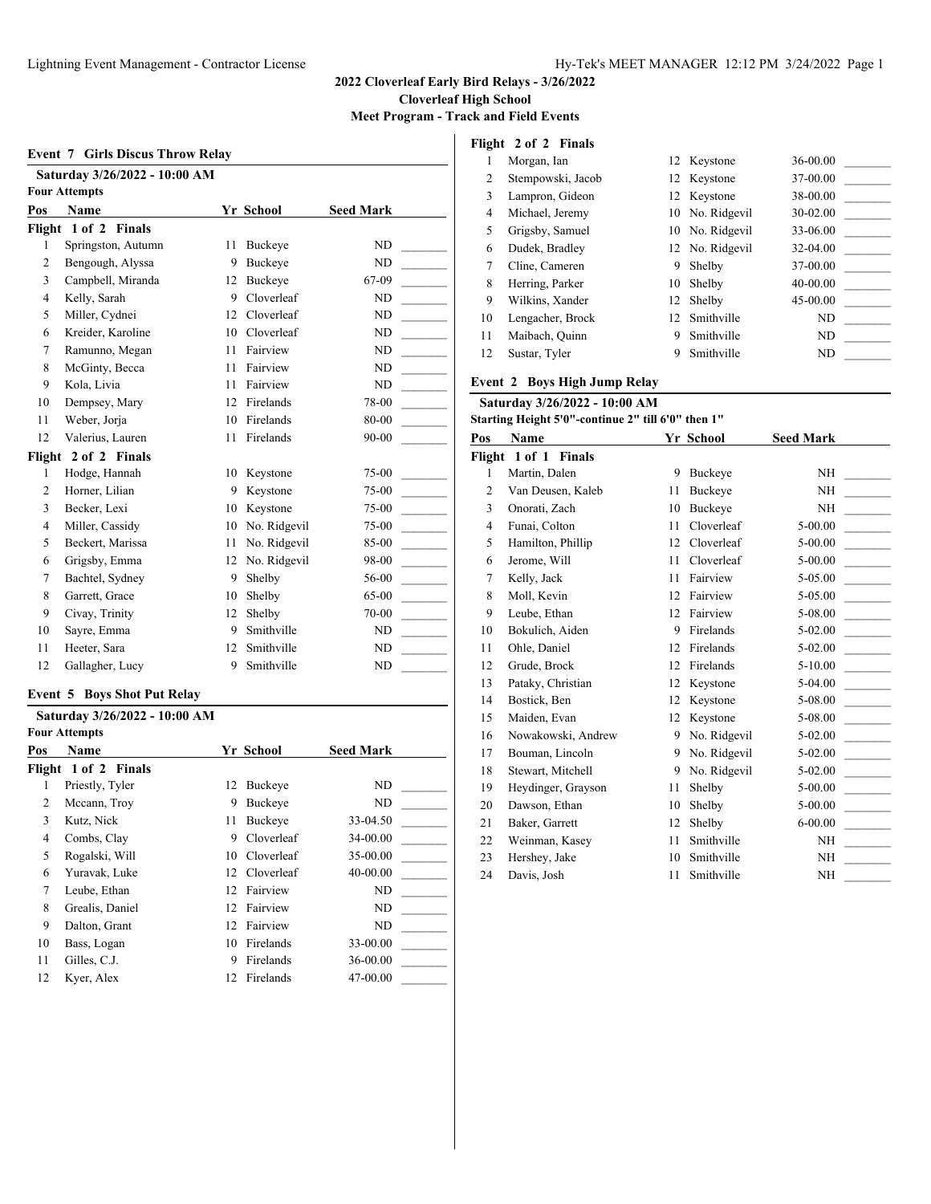# 2022 Cloverleaf Early Bird Relays - 3/26/2022

**Cloverleaf High School**

**Meet Program - Track and Field Events**

## Event 7 Girls Discus Throw Relay

**Saturday 3/26/2022 - 10:00 AM**

**Four Attempts**

| Pos | Name | Yr | School | Seed Mark | |
|---|---|---|---|---|---|
| **Flight 1 of 2 Finals** | | | | | |
| 1 | Springston, Autumn | 11 | Buckeye | ND | _______ |
| 2 | Bengough, Alyssa | 9 | Buckeye | ND | _______ |
| 3 | Campbell, Miranda | 12 | Buckeye | 67-09 | _______ |
| 4 | Kelly, Sarah | 9 | Cloverleaf | ND | _______ |
| 5 | Miller, Cydnei | 12 | Cloverleaf | ND | _______ |
| 6 | Kreider, Karoline | 10 | Cloverleaf | ND | _______ |
| 7 | Ramunno, Megan | 11 | Fairview | ND | _______ |
| 8 | McGinty, Becca | 11 | Fairview | ND | _______ |
| 9 | Kola, Livia | 11 | Fairview | ND | _______ |
| 10 | Dempsey, Mary | 12 | Firelands | 78-00 | _______ |
| 11 | Weber, Jorja | 10 | Firelands | 80-00 | _______ |
| 12 | Valerius, Lauren | 11 | Firelands | 90-00 | _______ |
| **Flight 2 of 2 Finals** | | | | | |
| 1 | Hodge, Hannah | 10 | Keystone | 75-00 | _______ |
| 2 | Horner, Lilian | 9 | Keystone | 75-00 | _______ |
| 3 | Becker, Lexi | 10 | Keystone | 75-00 | _______ |
| 4 | Miller, Cassidy | 10 | No. Ridgevil | 75-00 | _______ |
| 5 | Beckert, Marissa | 11 | No. Ridgevil | 85-00 | _______ |
| 6 | Grigsby, Emma | 12 | No. Ridgevil | 98-00 | _______ |
| 7 | Bachtel, Sydney | 9 | Shelby | 56-00 | _______ |
| 8 | Garrett, Grace | 10 | Shelby | 65-00 | _______ |
| 9 | Civay, Trinity | 12 | Shelby | 70-00 | _______ |
| 10 | Sayre, Emma | 9 | Smithville | ND | _______ |
| 11 | Heeter, Sara | 12 | Smithville | ND | _______ |
| 12 | Gallagher, Lucy | 9 | Smithville | ND | _______ |

## Event 5 Boys Shot Put Relay

**Saturday 3/26/2022 - 10:00 AM**

**Four Attempts**

| Pos | Name | Yr | School | Seed Mark | |
|---|---|---|---|---|---|
| **Flight 1 of 2 Finals** | | | | | |
| 1 | Priestly, Tyler | 12 | Buckeye | ND | _______ |
| 2 | Mccann, Troy | 9 | Buckeye | ND | _______ |
| 3 | Kutz, Nick | 11 | Buckeye | 33-04.50 | _______ |
| 4 | Combs, Clay | 9 | Cloverleaf | 34-00.00 | _______ |
| 5 | Rogalski, Will | 10 | Cloverleaf | 35-00.00 | _______ |
| 6 | Yuravak, Luke | 12 | Cloverleaf | 40-00.00 | _______ |
| 7 | Leube, Ethan | 12 | Fairview | ND | _______ |
| 8 | Grealis, Daniel | 12 | Fairview | ND | _______ |
| 9 | Dalton, Grant | 12 | Fairview | ND | _______ |
| 10 | Bass, Logan | 10 | Firelands | 33-00.00 | _______ |
| 11 | Gilles, C.J. | 9 | Firelands | 36-00.00 | _______ |
| 12 | Kyer, Alex | 12 | Firelands | 47-00.00 | _______ |
| **Flight 2 of 2 Finals** | | | | | |
| 1 | Morgan, Ian | 12 | Keystone | 36-00.00 | _______ |
| 2 | Stempowski, Jacob | 12 | Keystone | 37-00.00 | _______ |
| 3 | Lampron, Gideon | 12 | Keystone | 38-00.00 | _______ |
| 4 | Michael, Jeremy | 10 | No. Ridgevil | 30-02.00 | _______ |
| 5 | Grigsby, Samuel | 10 | No. Ridgevil | 33-06.00 | _______ |
| 6 | Dudek, Bradley | 12 | No. Ridgevil | 32-04.00 | _______ |
| 7 | Cline, Cameren | 9 | Shelby | 37-00.00 | _______ |
| 8 | Herring, Parker | 10 | Shelby | 40-00.00 | _______ |
| 9 | Wilkins, Xander | 12 | Shelby | 45-00.00 | _______ |
| 10 | Lengacher, Brock | 12 | Smithville | ND | _______ |
| 11 | Maibach, Quinn | 9 | Smithville | ND | _______ |
| 12 | Sustar, Tyler | 9 | Smithville | ND | _______ |

## Event 2 Boys High Jump Relay

**Saturday 3/26/2022 - 10:00 AM**

**Starting Height 5'0"-continue 2" till 6'0" then 1"**

| Pos | Name | Yr | School | Seed Mark | |
|---|---|---|---|---|---|
| **Flight 1 of 1 Finals** | | | | | |
| 1 | Martin, Dalen | 9 | Buckeye | NH | _______ |
| 2 | Van Deusen, Kaleb | 11 | Buckeye | NH | _______ |
| 3 | Onorati, Zach | 10 | Buckeye | NH | _______ |
| 4 | Funai, Colton | 11 | Cloverleaf | 5-00.00 | _______ |
| 5 | Hamilton, Phillip | 12 | Cloverleaf | 5-00.00 | _______ |
| 6 | Jerome, Will | 11 | Cloverleaf | 5-00.00 | _______ |
| 7 | Kelly, Jack | 11 | Fairview | 5-05.00 | _______ |
| 8 | Moll, Kevin | 12 | Fairview | 5-05.00 | _______ |
| 9 | Leube, Ethan | 12 | Fairview | 5-08.00 | _______ |
| 10 | Bokulich, Aiden | 9 | Firelands | 5-02.00 | _______ |
| 11 | Ohle, Daniel | 12 | Firelands | 5-02.00 | _______ |
| 12 | Grude, Brock | 12 | Firelands | 5-10.00 | _______ |
| 13 | Pataky, Christian | 12 | Keystone | 5-04.00 | _______ |
| 14 | Bostick, Ben | 12 | Keystone | 5-08.00 | _______ |
| 15 | Maiden, Evan | 12 | Keystone | 5-08.00 | _______ |
| 16 | Nowakowski, Andrew | 9 | No. Ridgevil | 5-02.00 | _______ |
| 17 | Bouman, Lincoln | 9 | No. Ridgevil | 5-02.00 | _______ |
| 18 | Stewart, Mitchell | 9 | No. Ridgevil | 5-02.00 | _______ |
| 19 | Heydinger, Grayson | 11 | Shelby | 5-00.00 | _______ |
| 20 | Dawson, Ethan | 10 | Shelby | 5-00.00 | _______ |
| 21 | Baker, Garrett | 12 | Shelby | 6-00.00 | _______ |
| 22 | Weinman, Kasey | 11 | Smithville | NH | _______ |
| 23 | Hershey, Jake | 10 | Smithville | NH | _______ |
| 24 | Davis, Josh | 11 | Smithville | NH | _______ |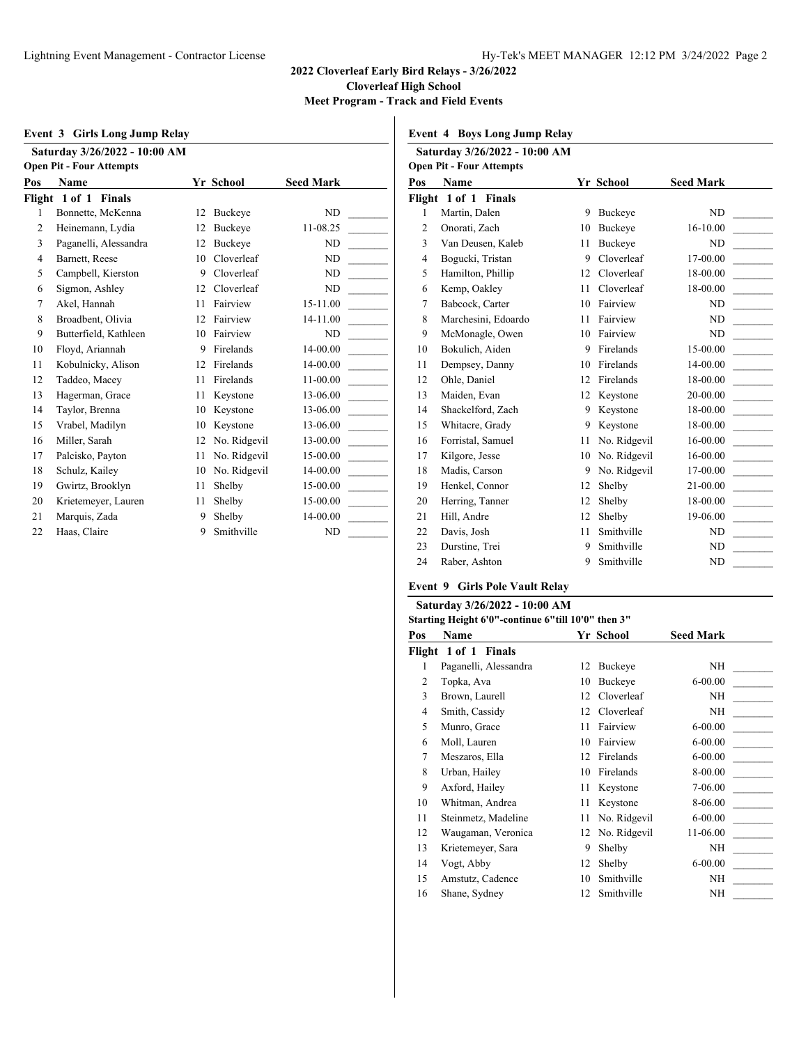## 2022 Cloverleaf Early Bird Relays - 3/26/2022
### Cloverleaf High School
### Meet Program - Track and Field Events

### Event 3 Girls Long Jump Relay

**Saturday 3/26/2022 - 10:00 AM**
**Open Pit - Four Attempts**

| Pos | Name | Yr | School | Seed Mark | |
|---|---|---|---|---|---|
| **Flight 1 of 1 Finals** | | | | | |
| 1 | Bonnette, McKenna | 12 | Buckeye | ND | _______ |
| 2 | Heinemann, Lydia | 12 | Buckeye | 11-08.25 | _______ |
| 3 | Paganelli, Alessandra | 12 | Buckeye | ND | _______ |
| 4 | Barnett, Reese | 10 | Cloverleaf | ND | _______ |
| 5 | Campbell, Kierston | 9 | Cloverleaf | ND | _______ |
| 6 | Sigmon, Ashley | 12 | Cloverleaf | ND | _______ |
| 7 | Akel, Hannah | 11 | Fairview | 15-11.00 | _______ |
| 8 | Broadbent, Olivia | 12 | Fairview | 14-11.00 | _______ |
| 9 | Butterfield, Kathleen | 10 | Fairview | ND | _______ |
| 10 | Floyd, Ariannah | 9 | Firelands | 14-00.00 | _______ |
| 11 | Kobulnicky, Alison | 12 | Firelands | 14-00.00 | _______ |
| 12 | Taddeo, Macey | 11 | Firelands | 11-00.00 | _______ |
| 13 | Hagerman, Grace | 11 | Keystone | 13-06.00 | _______ |
| 14 | Taylor, Brenna | 10 | Keystone | 13-06.00 | _______ |
| 15 | Vrabel, Madilyn | 10 | Keystone | 13-06.00 | _______ |
| 16 | Miller, Sarah | 12 | No. Ridgevil | 13-00.00 | _______ |
| 17 | Palcisko, Payton | 11 | No. Ridgevil | 15-00.00 | _______ |
| 18 | Schulz, Kailey | 10 | No. Ridgevil | 14-00.00 | _______ |
| 19 | Gwirtz, Brooklyn | 11 | Shelby | 15-00.00 | _______ |
| 20 | Krietemeyer, Lauren | 11 | Shelby | 15-00.00 | _______ |
| 21 | Marquis, Zada | 9 | Shelby | 14-00.00 | _______ |
| 22 | Haas, Claire | 9 | Smithville | ND | _______ |

### Event 4 Boys Long Jump Relay

**Saturday 3/26/2022 - 10:00 AM**
**Open Pit - Four Attempts**

| Pos | Name | Yr | School | Seed Mark | |
|---|---|---|---|---|---|
| **Flight 1 of 1 Finals** | | | | | |
| 1 | Martin, Dalen | 9 | Buckeye | ND | _______ |
| 2 | Onorati, Zach | 10 | Buckeye | 16-10.00 | _______ |
| 3 | Van Deusen, Kaleb | 11 | Buckeye | ND | _______ |
| 4 | Bogucki, Tristan | 9 | Cloverleaf | 17-00.00 | _______ |
| 5 | Hamilton, Phillip | 12 | Cloverleaf | 18-00.00 | _______ |
| 6 | Kemp, Oakley | 11 | Cloverleaf | 18-00.00 | _______ |
| 7 | Babcock, Carter | 10 | Fairview | ND | _______ |
| 8 | Marchesini, Edoardo | 11 | Fairview | ND | _______ |
| 9 | McMonagle, Owen | 10 | Fairview | ND | _______ |
| 10 | Bokulich, Aiden | 9 | Firelands | 15-00.00 | _______ |
| 11 | Dempsey, Danny | 10 | Firelands | 14-00.00 | _______ |
| 12 | Ohle, Daniel | 12 | Firelands | 18-00.00 | _______ |
| 13 | Maiden, Evan | 12 | Keystone | 20-00.00 | _______ |
| 14 | Shackelford, Zach | 9 | Keystone | 18-00.00 | _______ |
| 15 | Whitacre, Grady | 9 | Keystone | 18-00.00 | _______ |
| 16 | Forristal, Samuel | 11 | No. Ridgevil | 16-00.00 | _______ |
| 17 | Kilgore, Jesse | 10 | No. Ridgevil | 16-00.00 | _______ |
| 18 | Madis, Carson | 9 | No. Ridgevil | 17-00.00 | _______ |
| 19 | Henkel, Connor | 12 | Shelby | 21-00.00 | _______ |
| 20 | Herring, Tanner | 12 | Shelby | 18-00.00 | _______ |
| 21 | Hill, Andre | 12 | Shelby | 19-06.00 | _______ |
| 22 | Davis, Josh | 11 | Smithville | ND | _______ |
| 23 | Durstine, Trei | 9 | Smithville | ND | _______ |
| 24 | Raber, Ashton | 9 | Smithville | ND | _______ |

### Event 9 Girls Pole Vault Relay

**Saturday 3/26/2022 - 10:00 AM**
**Starting Height 6'0"-continue 6"till 10'0" then 3"**

| Pos | Name | Yr | School | Seed Mark | |
|---|---|---|---|---|---|
| **Flight 1 of 1 Finals** | | | | | |
| 1 | Paganelli, Alessandra | 12 | Buckeye | NH | _______ |
| 2 | Topka, Ava | 10 | Buckeye | 6-00.00 | _______ |
| 3 | Brown, Laurell | 12 | Cloverleaf | NH | _______ |
| 4 | Smith, Cassidy | 12 | Cloverleaf | NH | _______ |
| 5 | Munro, Grace | 11 | Fairview | 6-00.00 | _______ |
| 6 | Moll, Lauren | 10 | Fairview | 6-00.00 | _______ |
| 7 | Meszaros, Ella | 12 | Firelands | 6-00.00 | _______ |
| 8 | Urban, Hailey | 10 | Firelands | 8-00.00 | _______ |
| 9 | Axford, Hailey | 11 | Keystone | 7-06.00 | _______ |
| 10 | Whitman, Andrea | 11 | Keystone | 8-06.00 | _______ |
| 11 | Steinmetz, Madeline | 11 | No. Ridgevil | 6-00.00 | _______ |
| 12 | Waugaman, Veronica | 12 | No. Ridgevil | 11-06.00 | _______ |
| 13 | Krietemeyer, Sara | 9 | Shelby | NH | _______ |
| 14 | Vogt, Abby | 12 | Shelby | 6-00.00 | _______ |
| 15 | Amstutz, Cadence | 10 | Smithville | NH | _______ |
| 16 | Shane, Sydney | 12 | Smithville | NH | _______ |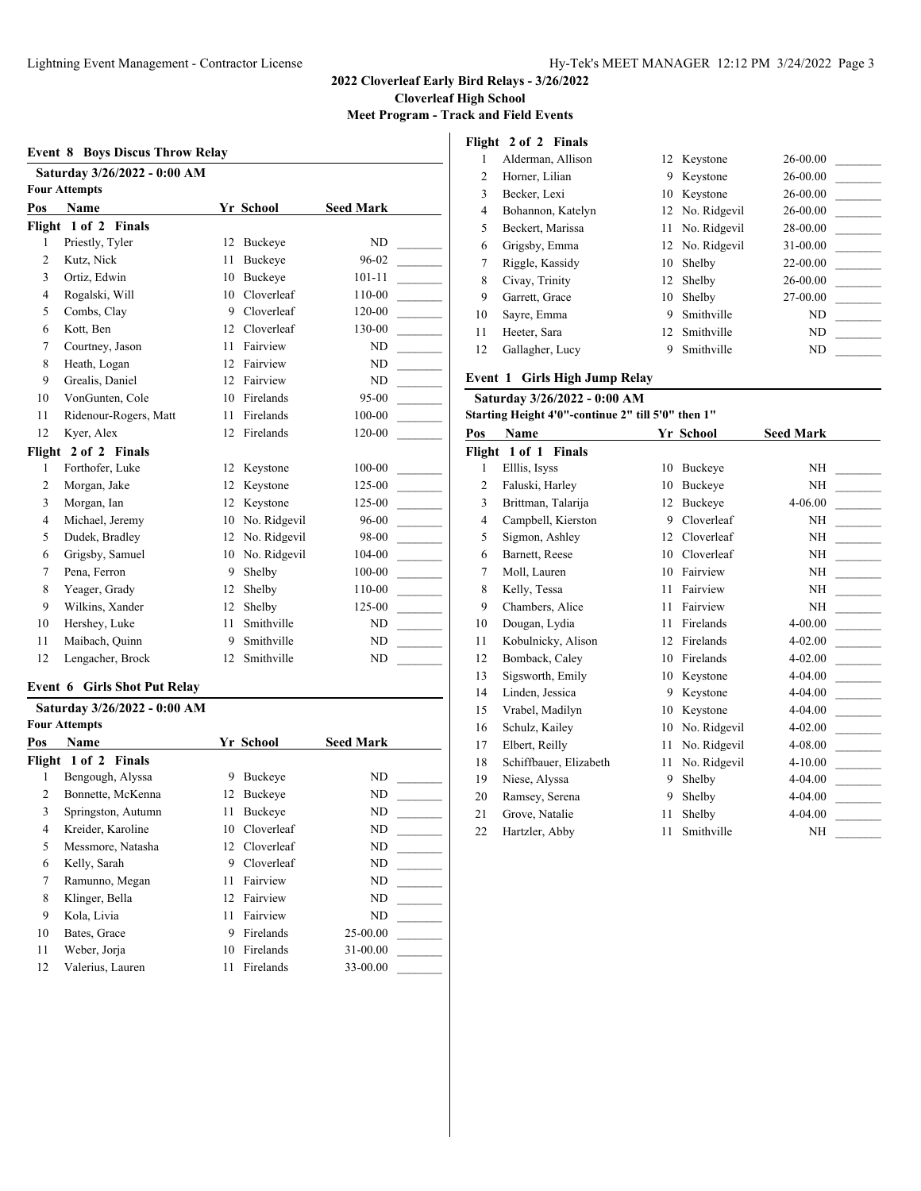# 2022 Cloverleaf Early Bird Relays - 3/26/2022

**Cloverleaf High School**

**Meet Program - Track and Field Events**

## Event 8 Boys Discus Throw Relay

**Saturday 3/26/2022 - 0:00 AM**

**Four Attempts**

| Pos | Name | Yr | School | Seed Mark | |
|---|---|---|---|---|---|
| **Flight 1 of 2 Finals** | | | | | |
| 1 | Priestly, Tyler | 12 | Buckeye | ND | _______ |
| 2 | Kutz, Nick | 11 | Buckeye | 96-02 | _______ |
| 3 | Ortiz, Edwin | 10 | Buckeye | 101-11 | _______ |
| 4 | Rogalski, Will | 10 | Cloverleaf | 110-00 | _______ |
| 5 | Combs, Clay | 9 | Cloverleaf | 120-00 | _______ |
| 6 | Kott, Ben | 12 | Cloverleaf | 130-00 | _______ |
| 7 | Courtney, Jason | 11 | Fairview | ND | _______ |
| 8 | Heath, Logan | 12 | Fairview | ND | _______ |
| 9 | Grealis, Daniel | 12 | Fairview | ND | _______ |
| 10 | VonGunten, Cole | 10 | Firelands | 95-00 | _______ |
| 11 | Ridenour-Rogers, Matt | 11 | Firelands | 100-00 | _______ |
| 12 | Kyer, Alex | 12 | Firelands | 120-00 | _______ |
| **Flight 2 of 2 Finals** | | | | | |
| 1 | Forthofer, Luke | 12 | Keystone | 100-00 | _______ |
| 2 | Morgan, Jake | 12 | Keystone | 125-00 | _______ |
| 3 | Morgan, Ian | 12 | Keystone | 125-00 | _______ |
| 4 | Michael, Jeremy | 10 | No. Ridgevil | 96-00 | _______ |
| 5 | Dudek, Bradley | 12 | No. Ridgevil | 98-00 | _______ |
| 6 | Grigsby, Samuel | 10 | No. Ridgevil | 104-00 | _______ |
| 7 | Pena, Ferron | 9 | Shelby | 100-00 | _______ |
| 8 | Yeager, Grady | 12 | Shelby | 110-00 | _______ |
| 9 | Wilkins, Xander | 12 | Shelby | 125-00 | _______ |
| 10 | Hershey, Luke | 11 | Smithville | ND | _______ |
| 11 | Maibach, Quinn | 9 | Smithville | ND | _______ |
| 12 | Lengacher, Brock | 12 | Smithville | ND | _______ |

## Event 6 Girls Shot Put Relay

**Saturday 3/26/2022 - 0:00 AM**

**Four Attempts**

| Pos | Name | Yr | School | Seed Mark | |
|---|---|---|---|---|---|
| **Flight 1 of 2 Finals** | | | | | |
| 1 | Bengough, Alyssa | 9 | Buckeye | ND | _______ |
| 2 | Bonnette, McKenna | 12 | Buckeye | ND | _______ |
| 3 | Springston, Autumn | 11 | Buckeye | ND | _______ |
| 4 | Kreider, Karoline | 10 | Cloverleaf | ND | _______ |
| 5 | Messmore, Natasha | 12 | Cloverleaf | ND | _______ |
| 6 | Kelly, Sarah | 9 | Cloverleaf | ND | _______ |
| 7 | Ramunno, Megan | 11 | Fairview | ND | _______ |
| 8 | Klinger, Bella | 12 | Fairview | ND | _______ |
| 9 | Kola, Livia | 11 | Fairview | ND | _______ |
| 10 | Bates, Grace | 9 | Firelands | 25-00.00 | _______ |
| 11 | Weber, Jorja | 10 | Firelands | 31-00.00 | _______ |
| 12 | Valerius, Lauren | 11 | Firelands | 33-00.00 | _______ |
| **Flight 2 of 2 Finals** | | | | | |
| 1 | Alderman, Allison | 12 | Keystone | 26-00.00 | _______ |
| 2 | Horner, Lilian | 9 | Keystone | 26-00.00 | _______ |
| 3 | Becker, Lexi | 10 | Keystone | 26-00.00 | _______ |
| 4 | Bohannon, Katelyn | 12 | No. Ridgevil | 26-00.00 | _______ |
| 5 | Beckert, Marissa | 11 | No. Ridgevil | 28-00.00 | _______ |
| 6 | Grigsby, Emma | 12 | No. Ridgevil | 31-00.00 | _______ |
| 7 | Riggle, Kassidy | 10 | Shelby | 22-00.00 | _______ |
| 8 | Civay, Trinity | 12 | Shelby | 26-00.00 | _______ |
| 9 | Garrett, Grace | 10 | Shelby | 27-00.00 | _______ |
| 10 | Sayre, Emma | 9 | Smithville | ND | _______ |
| 11 | Heeter, Sara | 12 | Smithville | ND | _______ |
| 12 | Gallagher, Lucy | 9 | Smithville | ND | _______ |

## Event 1 Girls High Jump Relay

**Saturday 3/26/2022 - 0:00 AM**

**Starting Height 4'0"-continue 2" till 5'0" then 1"**

| Pos | Name | Yr | School | Seed Mark | |
|---|---|---|---|---|---|
| **Flight 1 of 1 Finals** | | | | | |
| 1 | Elllis, Isyss | 10 | Buckeye | NH | _______ |
| 2 | Faluski, Harley | 10 | Buckeye | NH | _______ |
| 3 | Brittman, Talarija | 12 | Buckeye | 4-06.00 | _______ |
| 4 | Campbell, Kierston | 9 | Cloverleaf | NH | _______ |
| 5 | Sigmon, Ashley | 12 | Cloverleaf | NH | _______ |
| 6 | Barnett, Reese | 10 | Cloverleaf | NH | _______ |
| 7 | Moll, Lauren | 10 | Fairview | NH | _______ |
| 8 | Kelly, Tessa | 11 | Fairview | NH | _______ |
| 9 | Chambers, Alice | 11 | Fairview | NH | _______ |
| 10 | Dougan, Lydia | 11 | Firelands | 4-00.00 | _______ |
| 11 | Kobulnicky, Alison | 12 | Firelands | 4-02.00 | _______ |
| 12 | Bomback, Caley | 10 | Firelands | 4-02.00 | _______ |
| 13 | Sigsworth, Emily | 10 | Keystone | 4-04.00 | _______ |
| 14 | Linden, Jessica | 9 | Keystone | 4-04.00 | _______ |
| 15 | Vrabel, Madilyn | 10 | Keystone | 4-04.00 | _______ |
| 16 | Schulz, Kailey | 10 | No. Ridgevil | 4-02.00 | _______ |
| 17 | Elbert, Reilly | 11 | No. Ridgevil | 4-08.00 | _______ |
| 18 | Schiffbauer, Elizabeth | 11 | No. Ridgevil | 4-10.00 | _______ |
| 19 | Niese, Alyssa | 9 | Shelby | 4-04.00 | _______ |
| 20 | Ramsey, Serena | 9 | Shelby | 4-04.00 | _______ |
| 21 | Grove, Natalie | 11 | Shelby | 4-04.00 | _______ |
| 22 | Hartzler, Abby | 11 | Smithville | NH | _______ |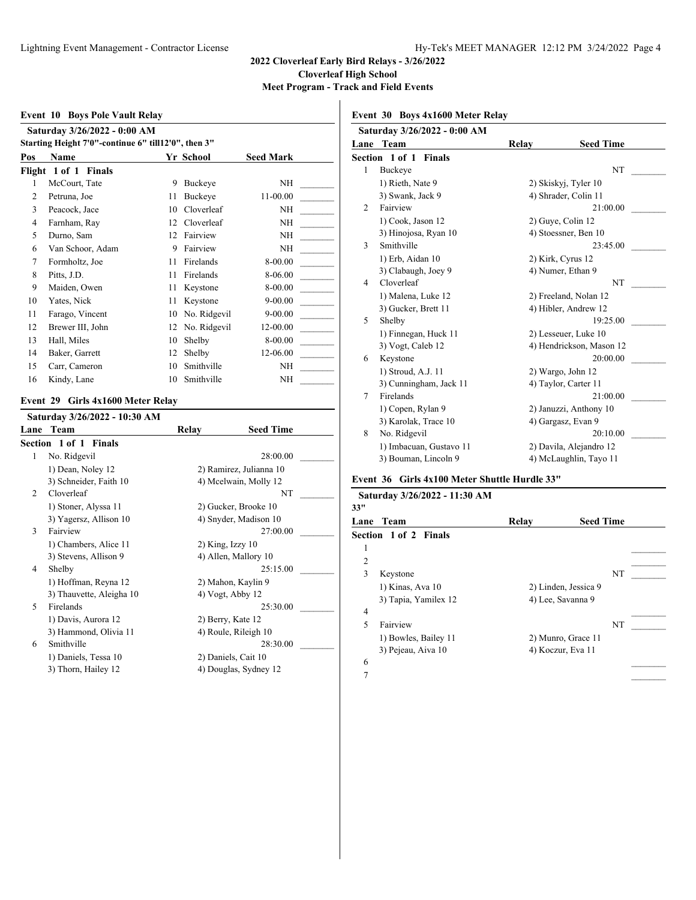# 2022 Cloverleaf Early Bird Relays - 3/26/2022

**Cloverleaf High School**

**Meet Program - Track and Field Events**

## Event 10 Boys Pole Vault Relay

**Saturday 3/26/2022 - 0:00 AM**

**Starting Height 7'0"-continue 6" till12'0", then 3"**

**Flight 1 of 1 Finals**

| Pos | Name | Yr | School | Seed Mark |
|---|---|---|---|---|
| 1 | McCourt, Tate | 9 | Buckeye | NH |
| 2 | Petruna, Joe | 11 | Buckeye | 11-00.00 |
| 3 | Peacock, Jace | 10 | Cloverleaf | NH |
| 4 | Farnham, Ray | 12 | Cloverleaf | NH |
| 5 | Durno, Sam | 12 | Fairview | NH |
| 6 | Van Schoor, Adam | 9 | Fairview | NH |
| 7 | Formholtz, Joe | 11 | Firelands | 8-00.00 |
| 8 | Pitts, J.D. | 11 | Firelands | 8-06.00 |
| 9 | Maiden, Owen | 11 | Keystone | 8-00.00 |
| 10 | Yates, Nick | 11 | Keystone | 9-00.00 |
| 11 | Farago, Vincent | 10 | No. Ridgevil | 9-00.00 |
| 12 | Brewer III, John | 12 | No. Ridgevil | 12-00.00 |
| 13 | Hall, Miles | 10 | Shelby | 8-00.00 |
| 14 | Baker, Garrett | 12 | Shelby | 12-06.00 |
| 15 | Carr, Cameron | 10 | Smithville | NH |
| 16 | Kindy, Lane | 10 | Smithville | NH |

## Event 29 Girls 4x1600 Meter Relay

**Saturday 3/26/2022 - 10:30 AM**

**Section 1 of 1 Finals**

| Lane | Team | Relay | Seed Time |
|---|---|---|---|
| 1 | No. Ridgevil | | 28:00.00 |
| | 1) Dean, Noley 12 | 2) Ramirez, Julianna 10 | |
| | 3) Schneider, Faith 10 | 4) Mcelwain, Molly 12 | |
| 2 | Cloverleaf | | NT |
| | 1) Stoner, Alyssa 11 | 2) Gucker, Brooke 10 | |
| | 3) Yagersz, Allison 10 | 4) Snyder, Madison 10 | |
| 3 | Fairview | | 27:00.00 |
| | 1) Chambers, Alice 11 | 2) King, Izzy 10 | |
| | 3) Stevens, Allison 9 | 4) Allen, Mallory 10 | |
| 4 | Shelby | | 25:15.00 |
| | 1) Hoffman, Reyna 12 | 2) Mahon, Kaylin 9 | |
| | 3) Thauvette, Aleigha 10 | 4) Vogt, Abby 12 | |
| 5 | Firelands | | 25:30.00 |
| | 1) Davis, Aurora 12 | 2) Berry, Kate 12 | |
| | 3) Hammond, Olivia 11 | 4) Roule, Rileigh 10 | |
| 6 | Smithville | | 28:30.00 |
| | 1) Daniels, Tessa 10 | 2) Daniels, Cait 10 | |
| | 3) Thorn, Hailey 12 | 4) Douglas, Sydney 12 | |

## Event 30 Boys 4x1600 Meter Relay

**Saturday 3/26/2022 - 0:00 AM**

**Section 1 of 1 Finals**

| Lane | Team | Relay | Seed Time |
|---|---|---|---|
| 1 | Buckeye | | NT |
| | 1) Rieth, Nate 9 | 2) Skiskyj, Tyler 10 | |
| | 3) Swank, Jack 9 | 4) Shrader, Colin 11 | |
| 2 | Fairview | | 21:00.00 |
| | 1) Cook, Jason 12 | 2) Guye, Colin 12 | |
| | 3) Hinojosa, Ryan 10 | 4) Stoessner, Ben 10 | |
| 3 | Smithville | | 23:45.00 |
| | 1) Erb, Aidan 10 | 2) Kirk, Cyrus 12 | |
| | 3) Clabaugh, Joey 9 | 4) Numer, Ethan 9 | |
| 4 | Cloverleaf | | NT |
| | 1) Malena, Luke 12 | 2) Freeland, Nolan 12 | |
| | 3) Gucker, Brett 11 | 4) Hibler, Andrew 12 | |
| 5 | Shelby | | 19:25.00 |
| | 1) Finnegan, Huck 11 | 2) Lesseuer, Luke 10 | |
| | 3) Vogt, Caleb 12 | 4) Hendrickson, Mason 12 | |
| 6 | Keystone | | 20:00.00 |
| | 1) Stroud, A.J. 11 | 2) Wargo, John 12 | |
| | 3) Cunningham, Jack 11 | 4) Taylor, Carter 11 | |
| 7 | Firelands | | 21:00.00 |
| | 1) Copen, Rylan 9 | 2) Januzzi, Anthony 10 | |
| | 3) Karolak, Trace 10 | 4) Gargasz, Evan 9 | |
| 8 | No. Ridgevil | | 20:10.00 |
| | 1) Imbacuan, Gustavo 11 | 2) Davila, Alejandro 12 | |
| | 3) Bouman, Lincoln 9 | 4) McLaughlin, Tayo 11 | |

## Event 36 Girls 4x100 Meter Shuttle Hurdle 33"

**Saturday 3/26/2022 - 11:30 AM**

**33"**

**Section 1 of 2 Finals**

| Lane | Team | Relay | Seed Time |
|---|---|---|---|
| 1 | | | |
| 2 | | | |
| 3 | Keystone | | NT |
| | 1) Kinas, Ava 10 | 2) Linden, Jessica 9 | |
| | 3) Tapia, Yamilex 12 | 4) Lee, Savanna 9 | |
| 4 | | | |
| 5 | Fairview | | NT |
| | 1) Bowles, Bailey 11 | 2) Munro, Grace 11 | |
| | 3) Pejeau, Aiva 10 | 4) Koczur, Eva 11 | |
| 6 | | | |
| 7 | | | |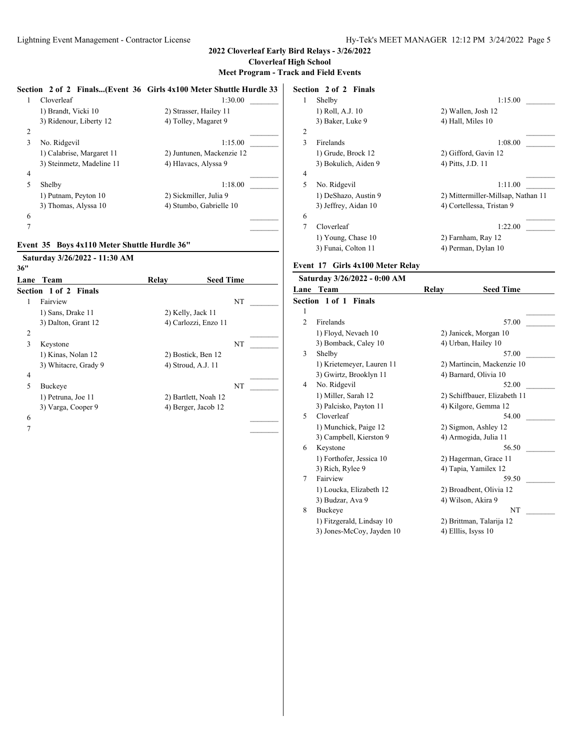**2022 Cloverleaf Early Bird Relays - 3/26/2022**
**Cloverleaf High School**
**Meet Program - Track and Field Events**

### Section 2 of 2 Finals...(Event 36 Girls 4x100 Meter Shuttle Hurdle 33

| Lane | Team | Relay | Seed Time |
|---|---|---|---|
| 1 | Cloverleaf | | 1:30.00 |
| | 1) Brandt, Vicki 10 | 2) Strasser, Hailey 11 | |
| | 3) Ridenour, Liberty 12 | 4) Tolley, Magaret 9 | |
| 2 | | | |
| 3 | No. Ridgevil | | 1:15.00 |
| | 1) Calabrise, Margaret 11 | 2) Juntunen, Mackenzie 12 | |
| | 3) Steinmetz, Madeline 11 | 4) Hlavacs, Alyssa 9 | |
| 4 | | | |
| 5 | Shelby | | 1:18.00 |
| | 1) Putnam, Peyton 10 | 2) Sickmiller, Julia 9 | |
| | 3) Thomas, Alyssa 10 | 4) Stumbo, Gabrielle 10 | |
| 6 | | | |
| 7 | | | |

## Event 35 Boys 4x110 Meter Shuttle Hurdle 36"

**Saturday 3/26/2022 - 11:30 AM**
**36"**

| Lane | Team | Relay | Seed Time |
|---|---|---|---|
| **Section 1 of 2 Finals** | | | |
| 1 | Fairview | | NT |
| | 1) Sans, Drake 11 | 2) Kelly, Jack 11 | |
| | 3) Dalton, Grant 12 | 4) Carlozzi, Enzo 11 | |
| 2 | | | |
| 3 | Keystone | | NT |
| | 1) Kinas, Nolan 12 | 2) Bostick, Ben 12 | |
| | 3) Whitacre, Grady 9 | 4) Stroud, A.J. 11 | |
| 4 | | | |
| 5 | Buckeye | | NT |
| | 1) Petruna, Joe 11 | 2) Bartlett, Noah 12 | |
| | 3) Varga, Cooper 9 | 4) Berger, Jacob 12 | |
| 6 | | | |
| 7 | | | |

### Section 2 of 2 Finals

| Lane | Team | Relay | Seed Time |
|---|---|---|---|
| 1 | Shelby | | 1:15.00 |
| | 1) Roll, A.J. 10 | 2) Wallen, Josh 12 | |
| | 3) Baker, Luke 9 | 4) Hall, Miles 10 | |
| 2 | | | |
| 3 | Firelands | | 1:08.00 |
| | 1) Grude, Brock 12 | 2) Gifford, Gavin 12 | |
| | 3) Bokulich, Aiden 9 | 4) Pitts, J.D. 11 | |
| 4 | | | |
| 5 | No. Ridgevil | | 1:11.00 |
| | 1) DeShazo, Austin 9 | 2) Mittermiller-Millsap, Nathan 11 | |
| | 3) Jeffrey, Aidan 10 | 4) Cortellessa, Tristan 9 | |
| 6 | | | |
| 7 | Cloverleaf | | 1:22.00 |
| | 1) Young, Chase 10 | 2) Farnham, Ray 12 | |
| | 3) Funai, Colton 11 | 4) Perman, Dylan 10 | |

## Event 17 Girls 4x100 Meter Relay

**Saturday 3/26/2022 - 0:00 AM**

| Lane | Team | Relay | Seed Time |
|---|---|---|---|
| **Section 1 of 1 Finals** | | | |
| 1 | | | |
| 2 | Firelands | | 57.00 |
| | 1) Floyd, Nevaeh 10 | 2) Janicek, Morgan 10 | |
| | 3) Bomback, Caley 10 | 4) Urban, Hailey 10 | |
| 3 | Shelby | | 57.00 |
| | 1) Krietemeyer, Lauren 11 | 2) Martincin, Mackenzie 10 | |
| | 3) Gwirtz, Brooklyn 11 | 4) Barnard, Olivia 10 | |
| 4 | No. Ridgevil | | 52.00 |
| | 1) Miller, Sarah 12 | 2) Schiffbauer, Elizabeth 11 | |
| | 3) Palcisko, Payton 11 | 4) Kilgore, Gemma 12 | |
| 5 | Cloverleaf | | 54.00 |
| | 1) Munchick, Paige 12 | 2) Sigmon, Ashley 12 | |
| | 3) Campbell, Kierston 9 | 4) Armogida, Julia 11 | |
| 6 | Keystone | | 56.50 |
| | 1) Forthofer, Jessica 10 | 2) Hagerman, Grace 11 | |
| | 3) Rich, Rylee 9 | 4) Tapia, Yamilex 12 | |
| 7 | Fairview | | 59.50 |
| | 1) Loucka, Elizabeth 12 | 2) Broadbent, Olivia 12 | |
| | 3) Budzar, Ava 9 | 4) Wilson, Akira 9 | |
| 8 | Buckeye | | NT |
| | 1) Fitzgerald, Lindsay 10 | 2) Brittman, Talarija 12 | |
| | 3) Jones-McCoy, Jayden 10 | 4) Elllis, Isyss 10 | |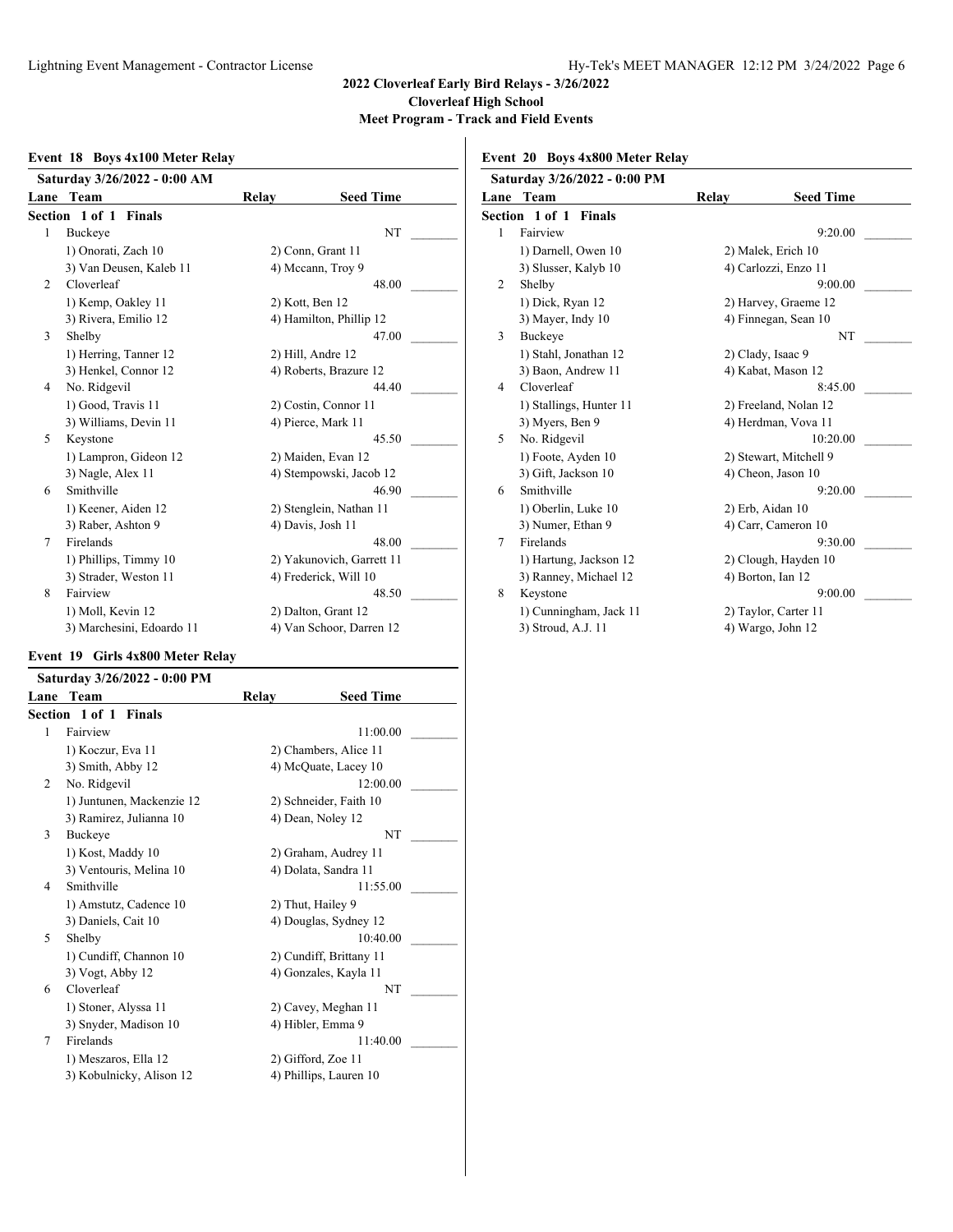**2022 Cloverleaf Early Bird Relays - 3/26/2022**
**Cloverleaf High School**
**Meet Program - Track and Field Events**

### Event 18 Boys 4x100 Meter Relay

**Saturday 3/26/2022 - 0:00 AM**

| Lane | Team | Relay | Seed Time |
|---|---|---|---|
| **Section 1 of 1 Finals** | | | |
| 1 | Buckeye | | NT |
| | 1) Onorati, Zach 10 | 2) Conn, Grant 11 | |
| | 3) Van Deusen, Kaleb 11 | 4) Mccann, Troy 9 | |
| 2 | Cloverleaf | | 48.00 |
| | 1) Kemp, Oakley 11 | 2) Kott, Ben 12 | |
| | 3) Rivera, Emilio 12 | 4) Hamilton, Phillip 12 | |
| 3 | Shelby | | 47.00 |
| | 1) Herring, Tanner 12 | 2) Hill, Andre 12 | |
| | 3) Henkel, Connor 12 | 4) Roberts, Brazure 12 | |
| 4 | No. Ridgevil | | 44.40 |
| | 1) Good, Travis 11 | 2) Costin, Connor 11 | |
| | 3) Williams, Devin 11 | 4) Pierce, Mark 11 | |
| 5 | Keystone | | 45.50 |
| | 1) Lampron, Gideon 12 | 2) Maiden, Evan 12 | |
| | 3) Nagle, Alex 11 | 4) Stempowski, Jacob 12 | |
| 6 | Smithville | | 46.90 |
| | 1) Keener, Aiden 12 | 2) Stenglein, Nathan 11 | |
| | 3) Raber, Ashton 9 | 4) Davis, Josh 11 | |
| 7 | Firelands | | 48.00 |
| | 1) Phillips, Timmy 10 | 2) Yakunovich, Garrett 11 | |
| | 3) Strader, Weston 11 | 4) Frederick, Will 10 | |
| 8 | Fairview | | 48.50 |
| | 1) Moll, Kevin 12 | 2) Dalton, Grant 12 | |
| | 3) Marchesini, Edoardo 11 | 4) Van Schoor, Darren 12 | |

### Event 19 Girls 4x800 Meter Relay

**Saturday 3/26/2022 - 0:00 PM**

| Lane | Team | Relay | Seed Time |
|---|---|---|---|
| **Section 1 of 1 Finals** | | | |
| 1 | Fairview | | 11:00.00 |
| | 1) Koczur, Eva 11 | 2) Chambers, Alice 11 | |
| | 3) Smith, Abby 12 | 4) McQuate, Lacey 10 | |
| 2 | No. Ridgevil | | 12:00.00 |
| | 1) Juntunen, Mackenzie 12 | 2) Schneider, Faith 10 | |
| | 3) Ramirez, Julianna 10 | 4) Dean, Noley 12 | |
| 3 | Buckeye | | NT |
| | 1) Kost, Maddy 10 | 2) Graham, Audrey 11 | |
| | 3) Ventouris, Melina 10 | 4) Dolata, Sandra 11 | |
| 4 | Smithville | | 11:55.00 |
| | 1) Amstutz, Cadence 10 | 2) Thut, Hailey 9 | |
| | 3) Daniels, Cait 10 | 4) Douglas, Sydney 12 | |
| 5 | Shelby | | 10:40.00 |
| | 1) Cundiff, Channon 10 | 2) Cundiff, Brittany 11 | |
| | 3) Vogt, Abby 12 | 4) Gonzales, Kayla 11 | |
| 6 | Cloverleaf | | NT |
| | 1) Stoner, Alyssa 11 | 2) Cavey, Meghan 11 | |
| | 3) Snyder, Madison 10 | 4) Hibler, Emma 9 | |
| 7 | Firelands | | 11:40.00 |
| | 1) Meszaros, Ella 12 | 2) Gifford, Zoe 11 | |
| | 3) Kobulnicky, Alison 12 | 4) Phillips, Lauren 10 | |

### Event 20 Boys 4x800 Meter Relay

**Saturday 3/26/2022 - 0:00 PM**

| Lane | Team | Relay | Seed Time |
|---|---|---|---|
| **Section 1 of 1 Finals** | | | |
| 1 | Fairview | | 9:20.00 |
| | 1) Darnell, Owen 10 | 2) Malek, Erich 10 | |
| | 3) Slusser, Kalyb 10 | 4) Carlozzi, Enzo 11 | |
| 2 | Shelby | | 9:00.00 |
| | 1) Dick, Ryan 12 | 2) Harvey, Graeme 12 | |
| | 3) Mayer, Indy 10 | 4) Finnegan, Sean 10 | |
| 3 | Buckeye | | NT |
| | 1) Stahl, Jonathan 12 | 2) Clady, Isaac 9 | |
| | 3) Baon, Andrew 11 | 4) Kabat, Mason 12 | |
| 4 | Cloverleaf | | 8:45.00 |
| | 1) Stallings, Hunter 11 | 2) Freeland, Nolan 12 | |
| | 3) Myers, Ben 9 | 4) Herdman, Vova 11 | |
| 5 | No. Ridgevil | | 10:20.00 |
| | 1) Foote, Ayden 10 | 2) Stewart, Mitchell 9 | |
| | 3) Gift, Jackson 10 | 4) Cheon, Jason 10 | |
| 6 | Smithville | | 9:20.00 |
| | 1) Oberlin, Luke 10 | 2) Erb, Aidan 10 | |
| | 3) Numer, Ethan 9 | 4) Carr, Cameron 10 | |
| 7 | Firelands | | 9:30.00 |
| | 1) Hartung, Jackson 12 | 2) Clough, Hayden 10 | |
| | 3) Ranney, Michael 12 | 4) Borton, Ian 12 | |
| 8 | Keystone | | 9:00.00 |
| | 1) Cunningham, Jack 11 | 2) Taylor, Carter 11 | |
| | 3) Stroud, A.J. 11 | 4) Wargo, John 12 | |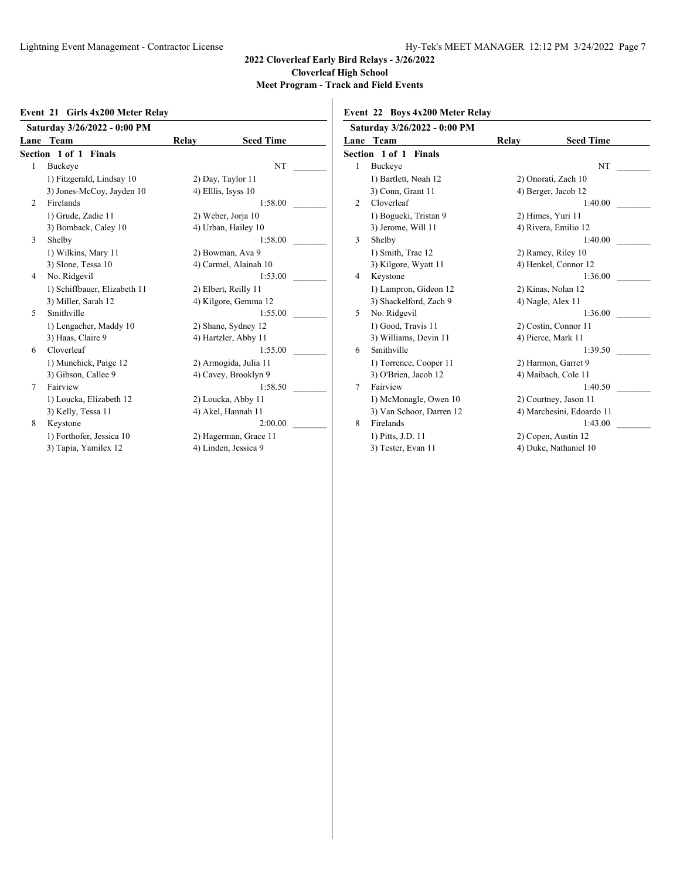**2022 Cloverleaf Early Bird Relays - 3/26/2022**
**Cloverleaf High School**
**Meet Program - Track and Field Events**

### Event 21 Girls 4x200 Meter Relay

**Saturday 3/26/2022 - 0:00 PM**

| Lane | Team | Relay | Seed Time |
|---|---|---|---|
| **Section 1 of 1 Finals** | | | |
| 1 | Buckeye | | NT |
| | 1) Fitzgerald, Lindsay 10 | 2) Day, Taylor 11 | |
| | 3) Jones-McCoy, Jayden 10 | 4) Elllis, Isyss 10 | |
| 2 | Firelands | | 1:58.00 |
| | 1) Grude, Zadie 11 | 2) Weber, Jorja 10 | |
| | 3) Bomback, Caley 10 | 4) Urban, Hailey 10 | |
| 3 | Shelby | | 1:58.00 |
| | 1) Wilkins, Mary 11 | 2) Bowman, Ava 9 | |
| | 3) Slone, Tessa 10 | 4) Carmel, Alainah 10 | |
| 4 | No. Ridgevil | | 1:53.00 |
| | 1) Schiffbauer, Elizabeth 11 | 2) Elbert, Reilly 11 | |
| | 3) Miller, Sarah 12 | 4) Kilgore, Gemma 12 | |
| 5 | Smithville | | 1:55.00 |
| | 1) Lengacher, Maddy 10 | 2) Shane, Sydney 12 | |
| | 3) Haas, Claire 9 | 4) Hartzler, Abby 11 | |
| 6 | Cloverleaf | | 1:55.00 |
| | 1) Munchick, Paige 12 | 2) Armogida, Julia 11 | |
| | 3) Gibson, Callee 9 | 4) Cavey, Brooklyn 9 | |
| 7 | Fairview | | 1:58.50 |
| | 1) Loucka, Elizabeth 12 | 2) Loucka, Abby 11 | |
| | 3) Kelly, Tessa 11 | 4) Akel, Hannah 11 | |
| 8 | Keystone | | 2:00.00 |
| | 1) Forthofer, Jessica 10 | 2) Hagerman, Grace 11 | |
| | 3) Tapia, Yamilex 12 | 4) Linden, Jessica 9 | |

### Event 22 Boys 4x200 Meter Relay

**Saturday 3/26/2022 - 0:00 PM**

| Lane | Team | Relay | Seed Time |
|---|---|---|---|
| **Section 1 of 1 Finals** | | | |
| 1 | Buckeye | | NT |
| | 1) Bartlett, Noah 12 | 2) Onorati, Zach 10 | |
| | 3) Conn, Grant 11 | 4) Berger, Jacob 12 | |
| 2 | Cloverleaf | | 1:40.00 |
| | 1) Bogucki, Tristan 9 | 2) Himes, Yuri 11 | |
| | 3) Jerome, Will 11 | 4) Rivera, Emilio 12 | |
| 3 | Shelby | | 1:40.00 |
| | 1) Smith, Trae 12 | 2) Ramey, Riley 10 | |
| | 3) Kilgore, Wyatt 11 | 4) Henkel, Connor 12 | |
| 4 | Keystone | | 1:36.00 |
| | 1) Lampron, Gideon 12 | 2) Kinas, Nolan 12 | |
| | 3) Shackelford, Zach 9 | 4) Nagle, Alex 11 | |
| 5 | No. Ridgevil | | 1:36.00 |
| | 1) Good, Travis 11 | 2) Costin, Connor 11 | |
| | 3) Williams, Devin 11 | 4) Pierce, Mark 11 | |
| 6 | Smithville | | 1:39.50 |
| | 1) Torrence, Cooper 11 | 2) Harmon, Garret 9 | |
| | 3) O'Brien, Jacob 12 | 4) Maibach, Cole 11 | |
| 7 | Fairview | | 1:40.50 |
| | 1) McMonagle, Owen 10 | 2) Courtney, Jason 11 | |
| | 3) Van Schoor, Darren 12 | 4) Marchesini, Edoardo 11 | |
| 8 | Firelands | | 1:43.00 |
| | 1) Pitts, J.D. 11 | 2) Copen, Austin 12 | |
| | 3) Tester, Evan 11 | 4) Duke, Nathaniel 10 | |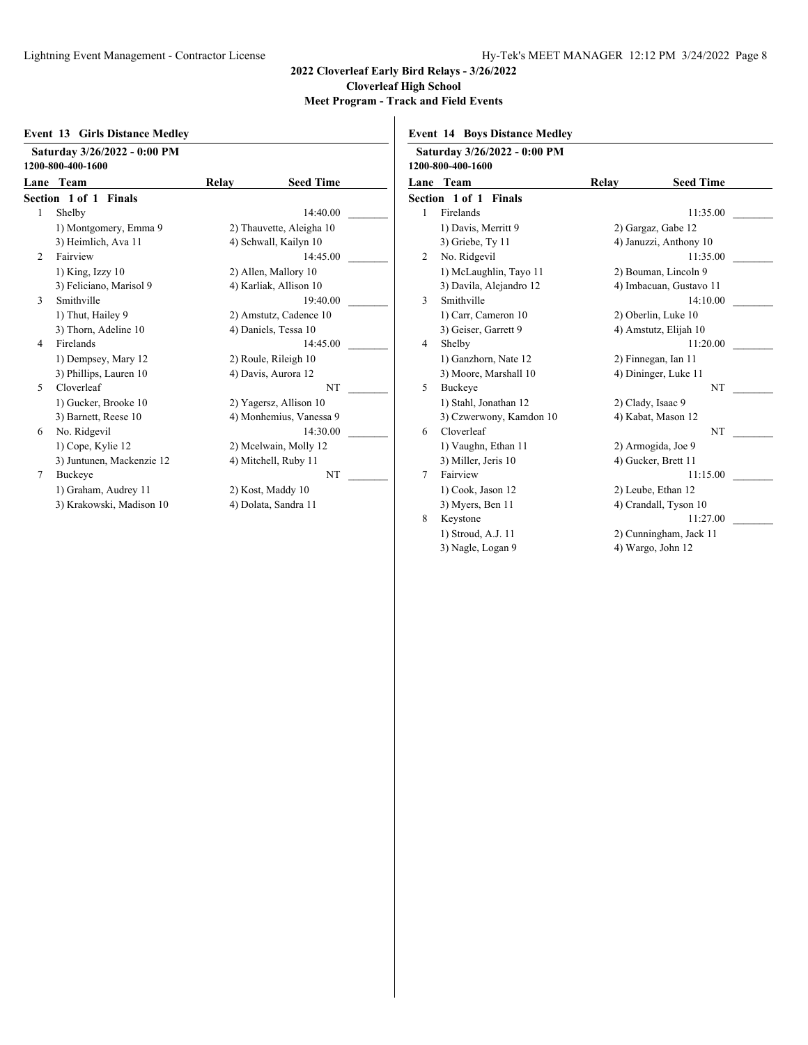**2022 Cloverleaf Early Bird Relays - 3/26/2022**
**Cloverleaf High School**
**Meet Program - Track and Field Events**

### Event 13 Girls Distance Medley

**Saturday 3/26/2022 - 0:00 PM**
**1200-800-400-1600**

| Lane | Team | Relay | Seed Time |
|---|---|---|---|
| **Section 1 of 1 Finals** | | | |
| 1 | Shelby | | 14:40.00 |
| | 1) Montgomery, Emma 9 | 2) Thauvette, Aleigha 10 | |
| | 3) Heimlich, Ava 11 | 4) Schwall, Kailyn 10 | |
| 2 | Fairview | | 14:45.00 |
| | 1) King, Izzy 10 | 2) Allen, Mallory 10 | |
| | 3) Feliciano, Marisol 9 | 4) Karliak, Allison 10 | |
| 3 | Smithville | | 19:40.00 |
| | 1) Thut, Hailey 9 | 2) Amstutz, Cadence 10 | |
| | 3) Thorn, Adeline 10 | 4) Daniels, Tessa 10 | |
| 4 | Firelands | | 14:45.00 |
| | 1) Dempsey, Mary 12 | 2) Roule, Rileigh 10 | |
| | 3) Phillips, Lauren 10 | 4) Davis, Aurora 12 | |
| 5 | Cloverleaf | | NT |
| | 1) Gucker, Brooke 10 | 2) Yagersz, Allison 10 | |
| | 3) Barnett, Reese 10 | 4) Monhemius, Vanessa 9 | |
| 6 | No. Ridgevil | | 14:30.00 |
| | 1) Cope, Kylie 12 | 2) Mcelwain, Molly 12 | |
| | 3) Juntunen, Mackenzie 12 | 4) Mitchell, Ruby 11 | |
| 7 | Buckeye | | NT |
| | 1) Graham, Audrey 11 | 2) Kost, Maddy 10 | |
| | 3) Krakowski, Madison 10 | 4) Dolata, Sandra 11 | |

### Event 14 Boys Distance Medley

**Saturday 3/26/2022 - 0:00 PM**
**1200-800-400-1600**

| Lane | Team | Relay | Seed Time |
|---|---|---|---|
| **Section 1 of 1 Finals** | | | |
| 1 | Firelands | | 11:35.00 |
| | 1) Davis, Merritt 9 | 2) Gargaz, Gabe 12 | |
| | 3) Griebe, Ty 11 | 4) Januzzi, Anthony 10 | |
| 2 | No. Ridgevil | | 11:35.00 |
| | 1) McLaughlin, Tayo 11 | 2) Bouman, Lincoln 9 | |
| | 3) Davila, Alejandro 12 | 4) Imbacuan, Gustavo 11 | |
| 3 | Smithville | | 14:10.00 |
| | 1) Carr, Cameron 10 | 2) Oberlin, Luke 10 | |
| | 3) Geiser, Garrett 9 | 4) Amstutz, Elijah 10 | |
| 4 | Shelby | | 11:20.00 |
| | 1) Ganzhorn, Nate 12 | 2) Finnegan, Ian 11 | |
| | 3) Moore, Marshall 10 | 4) Dininger, Luke 11 | |
| 5 | Buckeye | | NT |
| | 1) Stahl, Jonathan 12 | 2) Clady, Isaac 9 | |
| | 3) Czwerwony, Kamdon 10 | 4) Kabat, Mason 12 | |
| 6 | Cloverleaf | | NT |
| | 1) Vaughn, Ethan 11 | 2) Armogida, Joe 9 | |
| | 3) Miller, Jeris 10 | 4) Gucker, Brett 11 | |
| 7 | Fairview | | 11:15.00 |
| | 1) Cook, Jason 12 | 2) Leube, Ethan 12 | |
| | 3) Myers, Ben 11 | 4) Crandall, Tyson 10 | |
| 8 | Keystone | | 11:27.00 |
| | 1) Stroud, A.J. 11 | 2) Cunningham, Jack 11 | |
| | 3) Nagle, Logan 9 | 4) Wargo, John 12 | |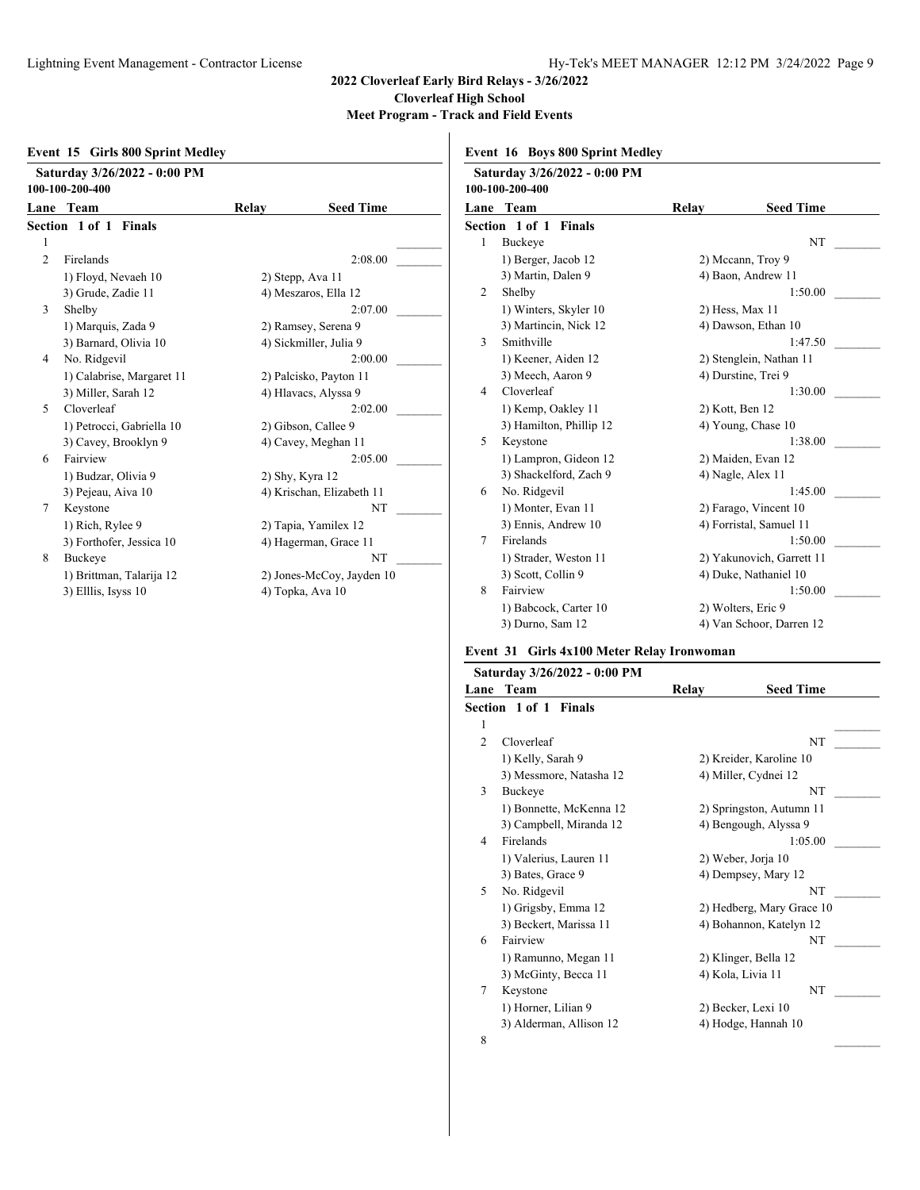**2022 Cloverleaf Early Bird Relays - 3/26/2022**
**Cloverleaf High School**
**Meet Program - Track and Field Events**

### Event 15 Girls 800 Sprint Medley

**Saturday 3/26/2022 - 0:00 PM**
**100-100-200-400**

| Lane | Team | Relay | Seed Time |
|---|---|---|---|
| **Section 1 of 1 Finals** | | | |
| 1 | | | |
| 2 | Firelands | | 2:08.00 |
| | 1) Floyd, Nevaeh 10 | 2) Stepp, Ava 11 | |
| | 3) Grude, Zadie 11 | 4) Meszaros, Ella 12 | |
| 3 | Shelby | | 2:07.00 |
| | 1) Marquis, Zada 9 | 2) Ramsey, Serena 9 | |
| | 3) Barnard, Olivia 10 | 4) Sickmiller, Julia 9 | |
| 4 | No. Ridgevil | | 2:00.00 |
| | 1) Calabrise, Margaret 11 | 2) Palcisko, Payton 11 | |
| | 3) Miller, Sarah 12 | 4) Hlavacs, Alyssa 9 | |
| 5 | Cloverleaf | | 2:02.00 |
| | 1) Petrocci, Gabriella 10 | 2) Gibson, Callee 9 | |
| | 3) Cavey, Brooklyn 9 | 4) Cavey, Meghan 11 | |
| 6 | Fairview | | 2:05.00 |
| | 1) Budzar, Olivia 9 | 2) Shy, Kyra 12 | |
| | 3) Pejeau, Aiva 10 | 4) Krischan, Elizabeth 11 | |
| 7 | Keystone | | NT |
| | 1) Rich, Rylee 9 | 2) Tapia, Yamilex 12 | |
| | 3) Forthofer, Jessica 10 | 4) Hagerman, Grace 11 | |
| 8 | Buckeye | | NT |
| | 1) Brittman, Talarija 12 | 2) Jones-McCoy, Jayden 10 | |
| | 3) Elllis, Isyss 10 | 4) Topka, Ava 10 | |

### Event 16 Boys 800 Sprint Medley

**Saturday 3/26/2022 - 0:00 PM**
**100-100-200-400**

| Lane | Team | Relay | Seed Time |
|---|---|---|---|
| **Section 1 of 1 Finals** | | | |
| 1 | Buckeye | | NT |
| | 1) Berger, Jacob 12 | 2) Mccann, Troy 9 | |
| | 3) Martin, Dalen 9 | 4) Baon, Andrew 11 | |
| 2 | Shelby | | 1:50.00 |
| | 1) Winters, Skyler 10 | 2) Hess, Max 11 | |
| | 3) Martincin, Nick 12 | 4) Dawson, Ethan 10 | |
| 3 | Smithville | | 1:47.50 |
| | 1) Keener, Aiden 12 | 2) Stenglein, Nathan 11 | |
| | 3) Meech, Aaron 9 | 4) Durstine, Trei 9 | |
| 4 | Cloverleaf | | 1:30.00 |
| | 1) Kemp, Oakley 11 | 2) Kott, Ben 12 | |
| | 3) Hamilton, Phillip 12 | 4) Young, Chase 10 | |
| 5 | Keystone | | 1:38.00 |
| | 1) Lampron, Gideon 12 | 2) Maiden, Evan 12 | |
| | 3) Shackelford, Zach 9 | 4) Nagle, Alex 11 | |
| 6 | No. Ridgevil | | 1:45.00 |
| | 1) Monter, Evan 11 | 2) Farago, Vincent 10 | |
| | 3) Ennis, Andrew 10 | 4) Forristal, Samuel 11 | |
| 7 | Firelands | | 1:50.00 |
| | 1) Strader, Weston 11 | 2) Yakunovich, Garrett 11 | |
| | 3) Scott, Collin 9 | 4) Duke, Nathaniel 10 | |
| 8 | Fairview | | 1:50.00 |
| | 1) Babcock, Carter 10 | 2) Wolters, Eric 9 | |
| | 3) Durno, Sam 12 | 4) Van Schoor, Darren 12 | |

### Event 31 Girls 4x100 Meter Relay Ironwoman

**Saturday 3/26/2022 - 0:00 PM**

| Lane | Team | Relay | Seed Time |
|---|---|---|---|
| **Section 1 of 1 Finals** | | | |
| 1 | | | |
| 2 | Cloverleaf | | NT |
| | 1) Kelly, Sarah 9 | 2) Kreider, Karoline 10 | |
| | 3) Messmore, Natasha 12 | 4) Miller, Cydnei 12 | |
| 3 | Buckeye | | NT |
| | 1) Bonnette, McKenna 12 | 2) Springston, Autumn 11 | |
| | 3) Campbell, Miranda 12 | 4) Bengough, Alyssa 9 | |
| 4 | Firelands | | 1:05.00 |
| | 1) Valerius, Lauren 11 | 2) Weber, Jorja 10 | |
| | 3) Bates, Grace 9 | 4) Dempsey, Mary 12 | |
| 5 | No. Ridgevil | | NT |
| | 1) Grigsby, Emma 12 | 2) Hedberg, Mary Grace 10 | |
| | 3) Beckert, Marissa 11 | 4) Bohannon, Katelyn 12 | |
| 6 | Fairview | | NT |
| | 1) Ramunno, Megan 11 | 2) Klinger, Bella 12 | |
| | 3) McGinty, Becca 11 | 4) Kola, Livia 11 | |
| 7 | Keystone | | NT |
| | 1) Horner, Lilian 9 | 2) Becker, Lexi 10 | |
| | 3) Alderman, Allison 12 | 4) Hodge, Hannah 10 | |
| 8 | | | |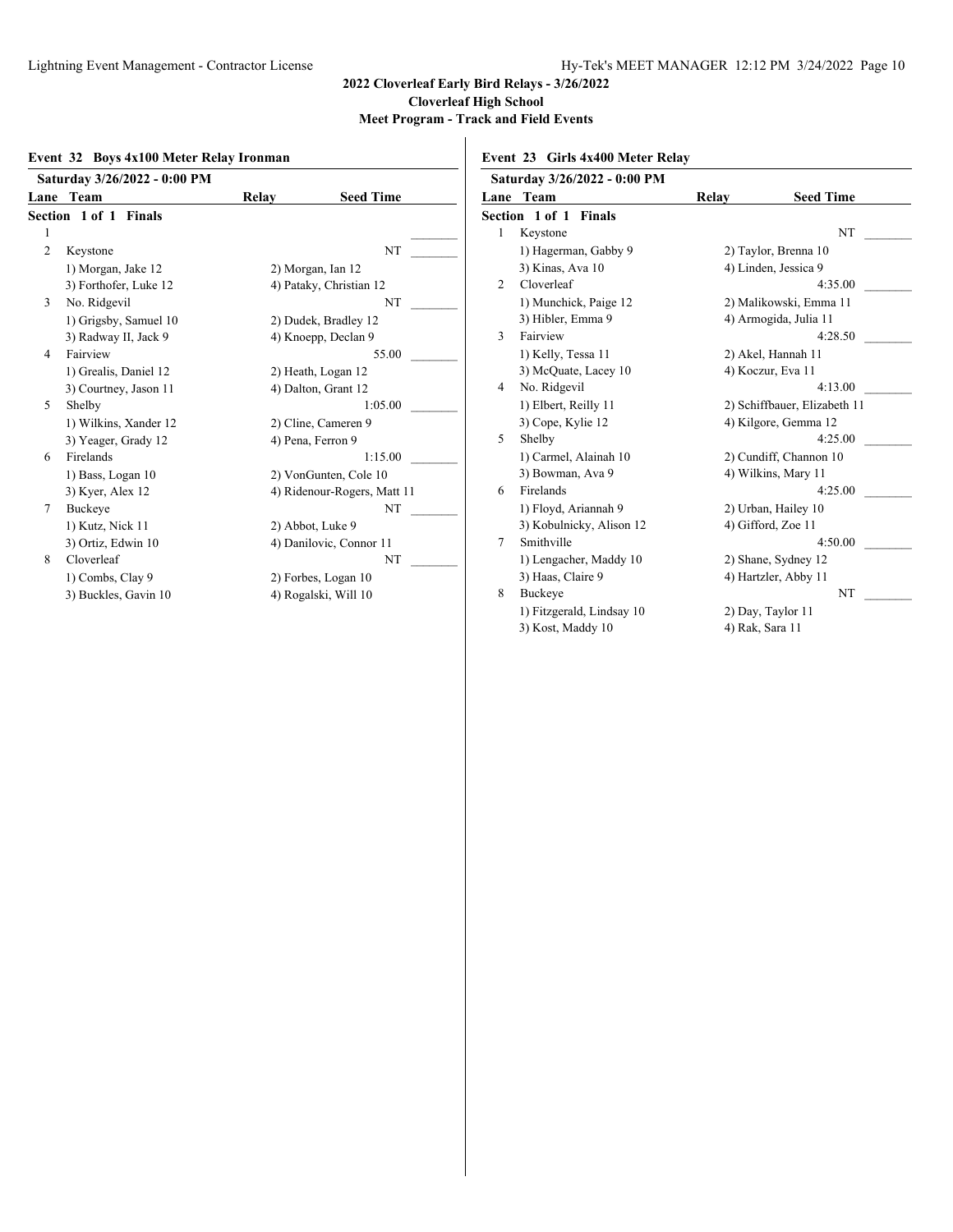## 2022 Cloverleaf Early Bird Relays - 3/26/2022

**Cloverleaf High School**

**Meet Program - Track and Field Events**

### Event 32 Boys 4x100 Meter Relay Ironman

**Saturday 3/26/2022 - 0:00 PM**

| Lane | Team | Relay | Seed Time |
|---|---|---|---|
| **Section 1 of 1 Finals** | | | |
| 1 | | | |
| 2 | Keystone | | NT |
| | 1) Morgan, Jake 12 | 2) Morgan, Ian 12 | |
| | 3) Forthofer, Luke 12 | 4) Pataky, Christian 12 | |
| 3 | No. Ridgevil | | NT |
| | 1) Grigsby, Samuel 10 | 2) Dudek, Bradley 12 | |
| | 3) Radway II, Jack 9 | 4) Knoepp, Declan 9 | |
| 4 | Fairview | | 55.00 |
| | 1) Grealis, Daniel 12 | 2) Heath, Logan 12 | |
| | 3) Courtney, Jason 11 | 4) Dalton, Grant 12 | |
| 5 | Shelby | | 1:05.00 |
| | 1) Wilkins, Xander 12 | 2) Cline, Cameren 9 | |
| | 3) Yeager, Grady 12 | 4) Pena, Ferron 9 | |
| 6 | Firelands | | 1:15.00 |
| | 1) Bass, Logan 10 | 2) VonGunten, Cole 10 | |
| | 3) Kyer, Alex 12 | 4) Ridenour-Rogers, Matt 11 | |
| 7 | Buckeye | | NT |
| | 1) Kutz, Nick 11 | 2) Abbot, Luke 9 | |
| | 3) Ortiz, Edwin 10 | 4) Danilovic, Connor 11 | |
| 8 | Cloverleaf | | NT |
| | 1) Combs, Clay 9 | 2) Forbes, Logan 10 | |
| | 3) Buckles, Gavin 10 | 4) Rogalski, Will 10 | |

### Event 23 Girls 4x400 Meter Relay

**Saturday 3/26/2022 - 0:00 PM**

| Lane | Team | Relay | Seed Time |
|---|---|---|---|
| **Section 1 of 1 Finals** | | | |
| 1 | Keystone | | NT |
| | 1) Hagerman, Gabby 9 | 2) Taylor, Brenna 10 | |
| | 3) Kinas, Ava 10 | 4) Linden, Jessica 9 | |
| 2 | Cloverleaf | | 4:35.00 |
| | 1) Munchick, Paige 12 | 2) Malikowski, Emma 11 | |
| | 3) Hibler, Emma 9 | 4) Armogida, Julia 11 | |
| 3 | Fairview | | 4:28.50 |
| | 1) Kelly, Tessa 11 | 2) Akel, Hannah 11 | |
| | 3) McQuate, Lacey 10 | 4) Koczur, Eva 11 | |
| 4 | No. Ridgevil | | 4:13.00 |
| | 1) Elbert, Reilly 11 | 2) Schiffbauer, Elizabeth 11 | |
| | 3) Cope, Kylie 12 | 4) Kilgore, Gemma 12 | |
| 5 | Shelby | | 4:25.00 |
| | 1) Carmel, Alainah 10 | 2) Cundiff, Channon 10 | |
| | 3) Bowman, Ava 9 | 4) Wilkins, Mary 11 | |
| 6 | Firelands | | 4:25.00 |
| | 1) Floyd, Ariannah 9 | 2) Urban, Hailey 10 | |
| | 3) Kobulnicky, Alison 12 | 4) Gifford, Zoe 11 | |
| 7 | Smithville | | 4:50.00 |
| | 1) Lengacher, Maddy 10 | 2) Shane, Sydney 12 | |
| | 3) Haas, Claire 9 | 4) Hartzler, Abby 11 | |
| 8 | Buckeye | | NT |
| | 1) Fitzgerald, Lindsay 10 | 2) Day, Taylor 11 | |
| | 3) Kost, Maddy 10 | 4) Rak, Sara 11 | |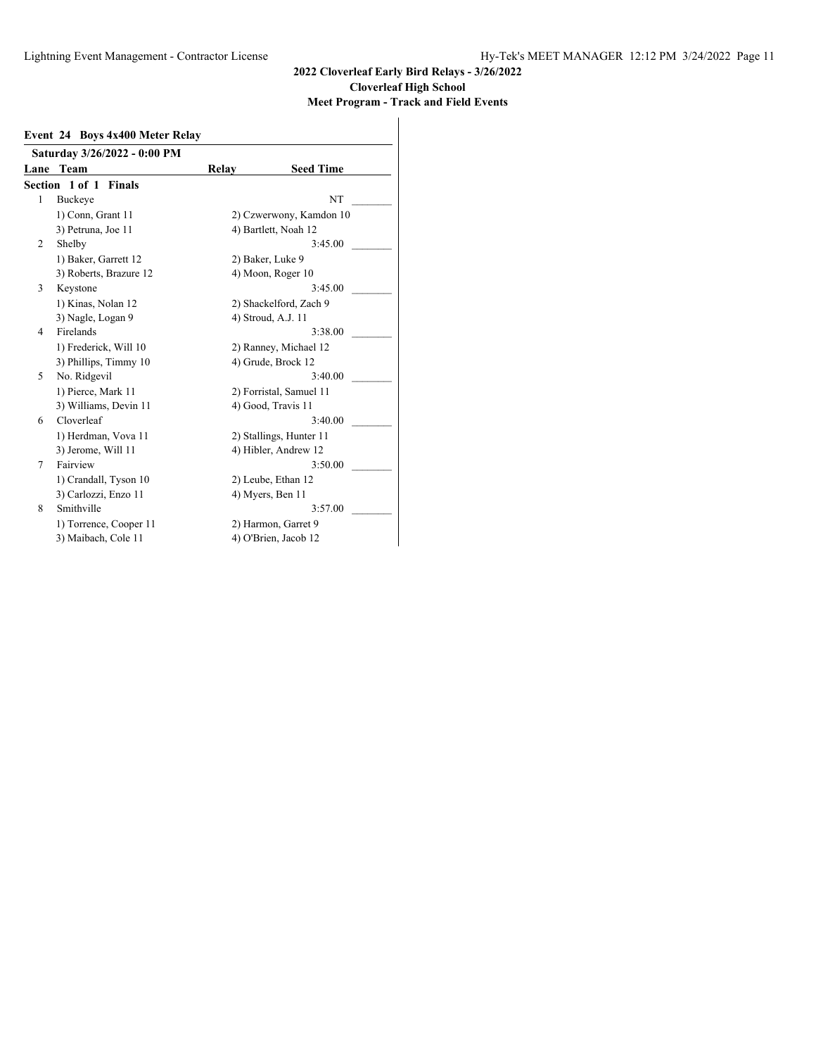## 2022 Cloverleaf Early Bird Relays - 3/26/2022
## Cloverleaf High School
## Meet Program - Track and Field Events

### Event 24 Boys 4x400 Meter Relay

**Saturday 3/26/2022 - 0:00 PM**

| Lane | Team | Relay | Seed Time |
|---|---|---|---|
| **Section 1 of 1 Finals** | | | |
| 1 | Buckeye | | NT ________ |
| | 1) Conn, Grant 11 | 2) Czwerwony, Kamdon 10 | |
| | 3) Petruna, Joe 11 | 4) Bartlett, Noah 12 | |
| 2 | Shelby | | 3:45.00 ________ |
| | 1) Baker, Garrett 12 | 2) Baker, Luke 9 | |
| | 3) Roberts, Brazure 12 | 4) Moon, Roger 10 | |
| 3 | Keystone | | 3:45.00 ________ |
| | 1) Kinas, Nolan 12 | 2) Shackelford, Zach 9 | |
| | 3) Nagle, Logan 9 | 4) Stroud, A.J. 11 | |
| 4 | Firelands | | 3:38.00 ________ |
| | 1) Frederick, Will 10 | 2) Ranney, Michael 12 | |
| | 3) Phillips, Timmy 10 | 4) Grude, Brock 12 | |
| 5 | No. Ridgevil | | 3:40.00 ________ |
| | 1) Pierce, Mark 11 | 2) Forristal, Samuel 11 | |
| | 3) Williams, Devin 11 | 4) Good, Travis 11 | |
| 6 | Cloverleaf | | 3:40.00 ________ |
| | 1) Herdman, Vova 11 | 2) Stallings, Hunter 11 | |
| | 3) Jerome, Will 11 | 4) Hibler, Andrew 12 | |
| 7 | Fairview | | 3:50.00 ________ |
| | 1) Crandall, Tyson 10 | 2) Leube, Ethan 12 | |
| | 3) Carlozzi, Enzo 11 | 4) Myers, Ben 11 | |
| 8 | Smithville | | 3:57.00 ________ |
| | 1) Torrence, Cooper 11 | 2) Harmon, Garret 9 | |
| | 3) Maibach, Cole 11 | 4) O'Brien, Jacob 12 | |